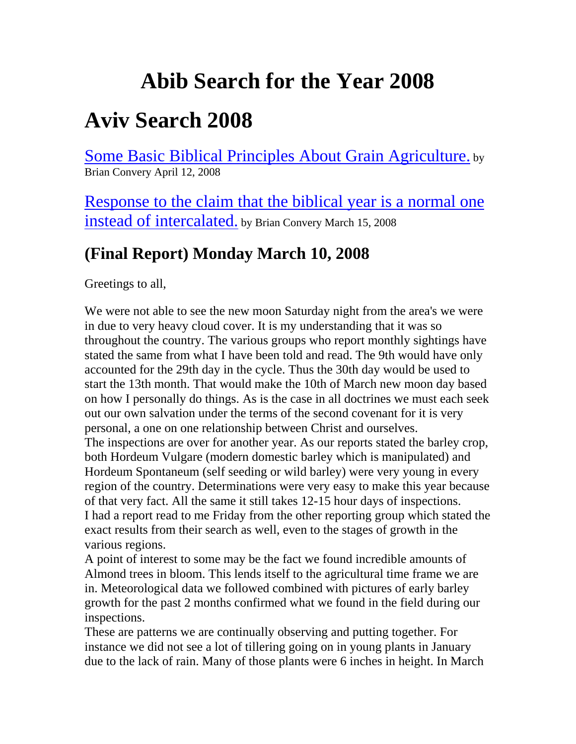# Abib Search for the Year 2008

# Aviv Search 2008

Some Basic Biblical Principles About Grain Agriculture. by Brian Convery April 12, 2008

Response to the claim that the biblical year is a normal one instead of intercalated. by Brian Convery March 15, 2008

## (Final Report) Monday March 10, 2008

Greetings to all,

We were not able to see the new moon Saturday night from the area's we were in due to very heavy cloud cover. It is my understanding that it was so throughout the country. The various groups who report monthly sightings have stated the same from what I have been told and read. The 9th would have only accounted for the 29th day in the cycle. Thus the 30th day would be used to start the 13th month. That would make the 10th of March new moon day based on how I personally do things. As is the case in all doctrines we must each seek out our own salvation under the terms of the second covenant for it is very personal, a one on one relationship between Christ and ourselves.
The inspections are over for another year. As our reports stated the barley crop, both Hordeum Vulgare (modern domestic barley which is manipulated) and Hordeum Spontaneum (self seeding or wild barley) were very young in every region of the country. Determinations were very easy to make this year because of that very fact. All the same it still takes 12-15 hour days of inspections.
I had a report read to me Friday from the other reporting group which stated the exact results from their search as well, even to the stages of growth in the various regions.
A point of interest to some may be the fact we found incredible amounts of Almond trees in bloom. This lends itself to the agricultural time frame we are in. Meteorological data we followed combined with pictures of early barley growth for the past 2 months confirmed what we found in the field during our inspections.
These are patterns we are continually observing and putting together. For instance we did not see a lot of tillering going on in young plants in January due to the lack of rain. Many of those plants were 6 inches in height. In March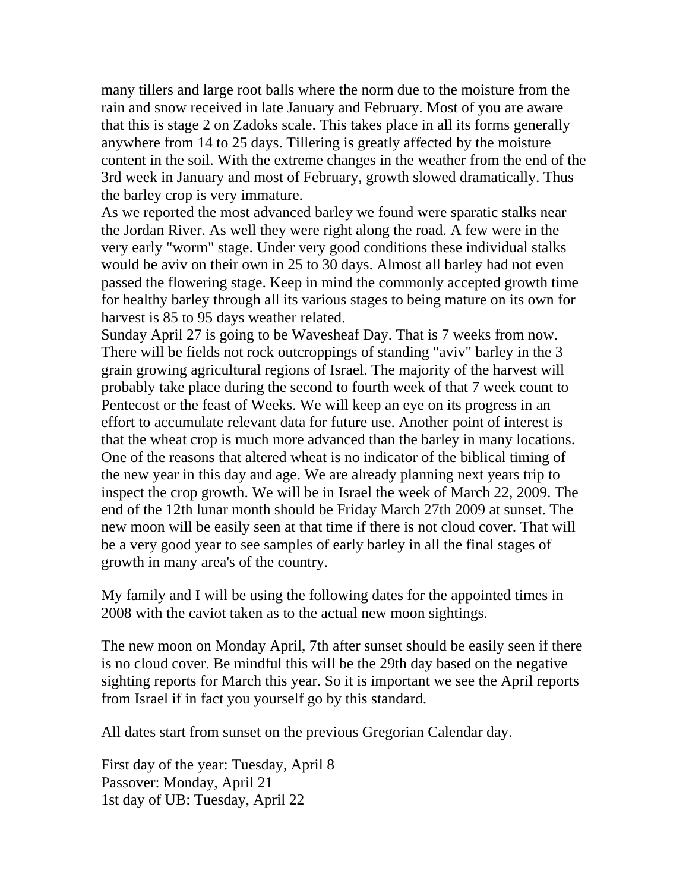many tillers and large root balls where the norm due to the moisture from the rain and snow received in late January and February. Most of you are aware that this is stage 2 on Zadoks scale. This takes place in all its forms generally anywhere from 14 to 25 days. Tillering is greatly affected by the moisture content in the soil. With the extreme changes in the weather from the end of the 3rd week in January and most of February, growth slowed dramatically. Thus the barley crop is very immature.
As we reported the most advanced barley we found were sparatic stalks near the Jordan River. As well they were right along the road. A few were in the very early "worm" stage. Under very good conditions these individual stalks would be aviv on their own in 25 to 30 days. Almost all barley had not even passed the flowering stage. Keep in mind the commonly accepted growth time for healthy barley through all its various stages to being mature on its own for harvest is 85 to 95 days weather related.
Sunday April 27 is going to be Wavesheaf Day. That is 7 weeks from now. There will be fields not rock outcroppings of standing "aviv" barley in the 3 grain growing agricultural regions of Israel. The majority of the harvest will probably take place during the second to fourth week of that 7 week count to Pentecost or the feast of Weeks. We will keep an eye on its progress in an effort to accumulate relevant data for future use. Another point of interest is that the wheat crop is much more advanced than the barley in many locations. One of the reasons that altered wheat is no indicator of the biblical timing of the new year in this day and age. We are already planning next years trip to inspect the crop growth. We will be in Israel the week of March 22, 2009. The end of the 12th lunar month should be Friday March 27th 2009 at sunset. The new moon will be easily seen at that time if there is not cloud cover. That will be a very good year to see samples of early barley in all the final stages of growth in many area's of the country.

My family and I will be using the following dates for the appointed times in 2008 with the caviot taken as to the actual new moon sightings.

The new moon on Monday April, 7th after sunset should be easily seen if there is no cloud cover. Be mindful this will be the 29th day based on the negative sighting reports for March this year. So it is important we see the April reports from Israel if in fact you yourself go by this standard.

All dates start from sunset on the previous Gregorian Calendar day.

First day of the year: Tuesday, April 8
Passover: Monday, April 21
1st day of UB: Tuesday, April 22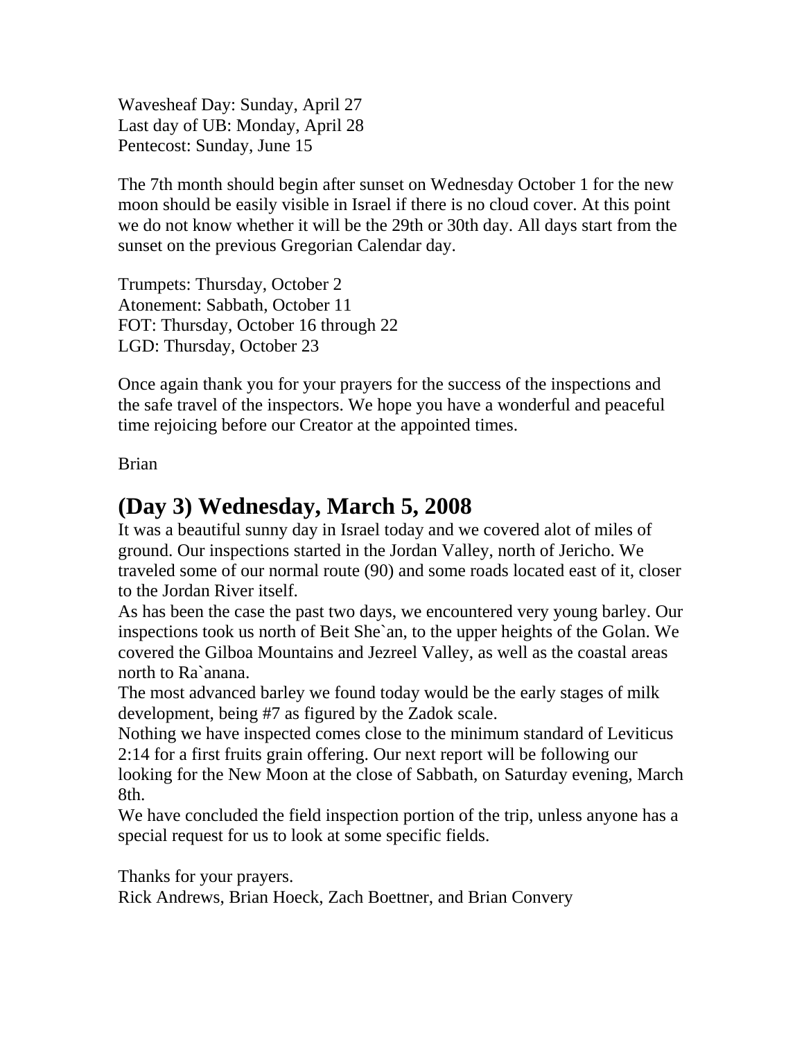Wavesheaf Day: Sunday, April 27
Last day of UB: Monday, April 28
Pentecost: Sunday, June 15

The 7th month should begin after sunset on Wednesday October 1 for the new moon should be easily visible in Israel if there is no cloud cover. At this point we do not know whether it will be the 29th or 30th day. All days start from the sunset on the previous Gregorian Calendar day.

Trumpets: Thursday, October 2
Atonement: Sabbath, October 11
FOT: Thursday, October 16 through 22
LGD: Thursday, October 23

Once again thank you for your prayers for the success of the inspections and the safe travel of the inspectors. We hope you have a wonderful and peaceful time rejoicing before our Creator at the appointed times.

Brian

## (Day 3) Wednesday, March 5, 2008

It was a beautiful sunny day in Israel today and we covered alot of miles of ground. Our inspections started in the Jordan Valley, north of Jericho. We traveled some of our normal route (90) and some roads located east of it, closer to the Jordan River itself.
As has been the case the past two days, we encountered very young barley. Our inspections took us north of Beit She`an, to the upper heights of the Golan. We covered the Gilboa Mountains and Jezreel Valley, as well as the coastal areas north to Ra`anana.
The most advanced barley we found today would be the early stages of milk development, being #7 as figured by the Zadok scale.
Nothing we have inspected comes close to the minimum standard of Leviticus 2:14 for a first fruits grain offering. Our next report will be following our looking for the New Moon at the close of Sabbath, on Saturday evening, March 8th.
We have concluded the field inspection portion of the trip, unless anyone has a special request for us to look at some specific fields.

Thanks for your prayers.
Rick Andrews, Brian Hoeck, Zach Boettner, and Brian Convery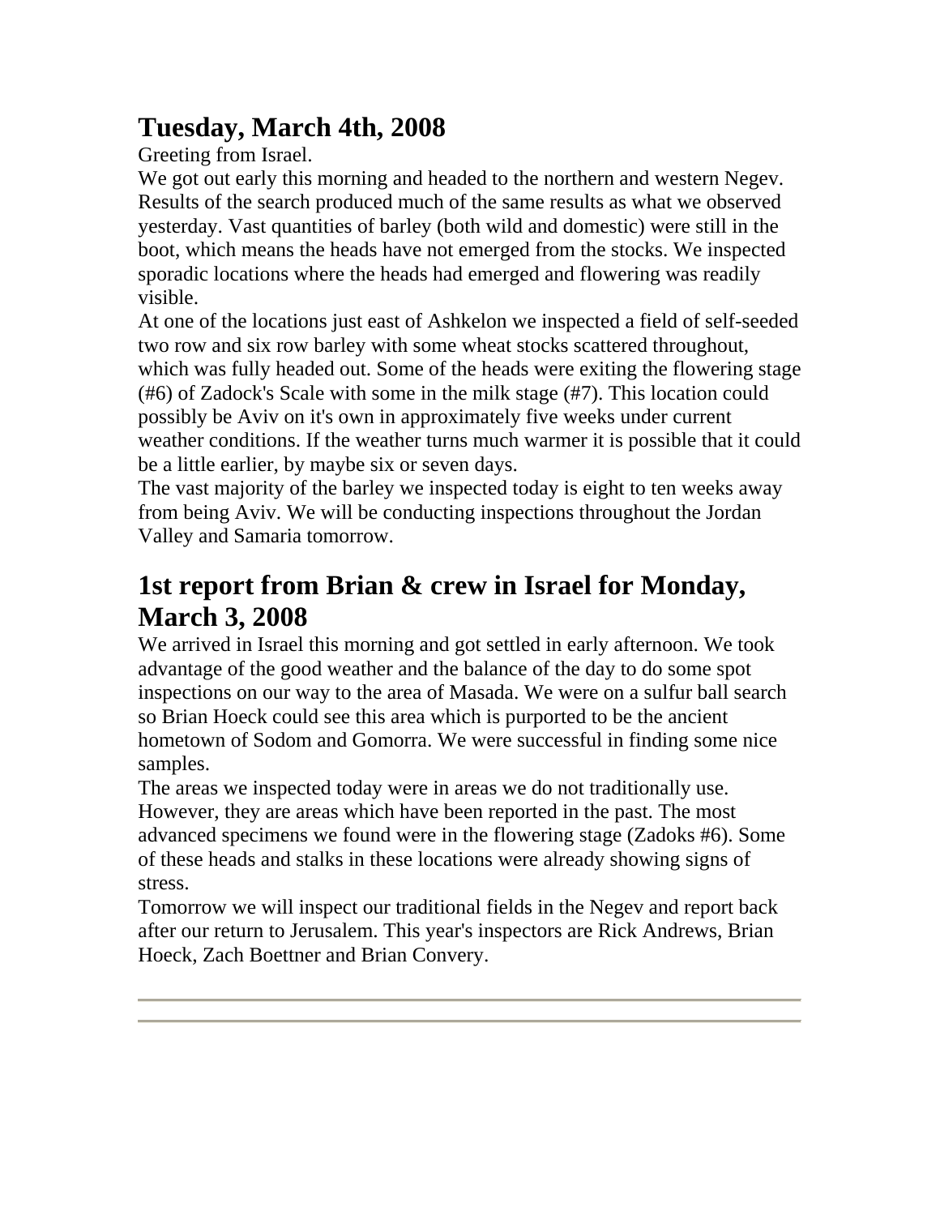## Tuesday, March 4th, 2008

Greeting from Israel.

We got out early this morning and headed to the northern and western Negev. Results of the search produced much of the same results as what we observed yesterday. Vast quantities of barley (both wild and domestic) were still in the boot, which means the heads have not emerged from the stocks. We inspected sporadic locations where the heads had emerged and flowering was readily visible.

At one of the locations just east of Ashkelon we inspected a field of self-seeded two row and six row barley with some wheat stocks scattered throughout, which was fully headed out. Some of the heads were exiting the flowering stage (#6) of Zadock's Scale with some in the milk stage (#7). This location could possibly be Aviv on it's own in approximately five weeks under current weather conditions. If the weather turns much warmer it is possible that it could be a little earlier, by maybe six or seven days.

The vast majority of the barley we inspected today is eight to ten weeks away from being Aviv. We will be conducting inspections throughout the Jordan Valley and Samaria tomorrow.

## 1st report from Brian & crew in Israel for Monday, March 3, 2008

We arrived in Israel this morning and got settled in early afternoon. We took advantage of the good weather and the balance of the day to do some spot inspections on our way to the area of Masada. We were on a sulfur ball search so Brian Hoeck could see this area which is purported to be the ancient hometown of Sodom and Gomorra. We were successful in finding some nice samples.

The areas we inspected today were in areas we do not traditionally use. However, they are areas which have been reported in the past. The most advanced specimens we found were in the flowering stage (Zadoks #6). Some of these heads and stalks in these locations were already showing signs of stress.

Tomorrow we will inspect our traditional fields in the Negev and report back after our return to Jerusalem. This year's inspectors are Rick Andrews, Brian Hoeck, Zach Boettner and Brian Convery.